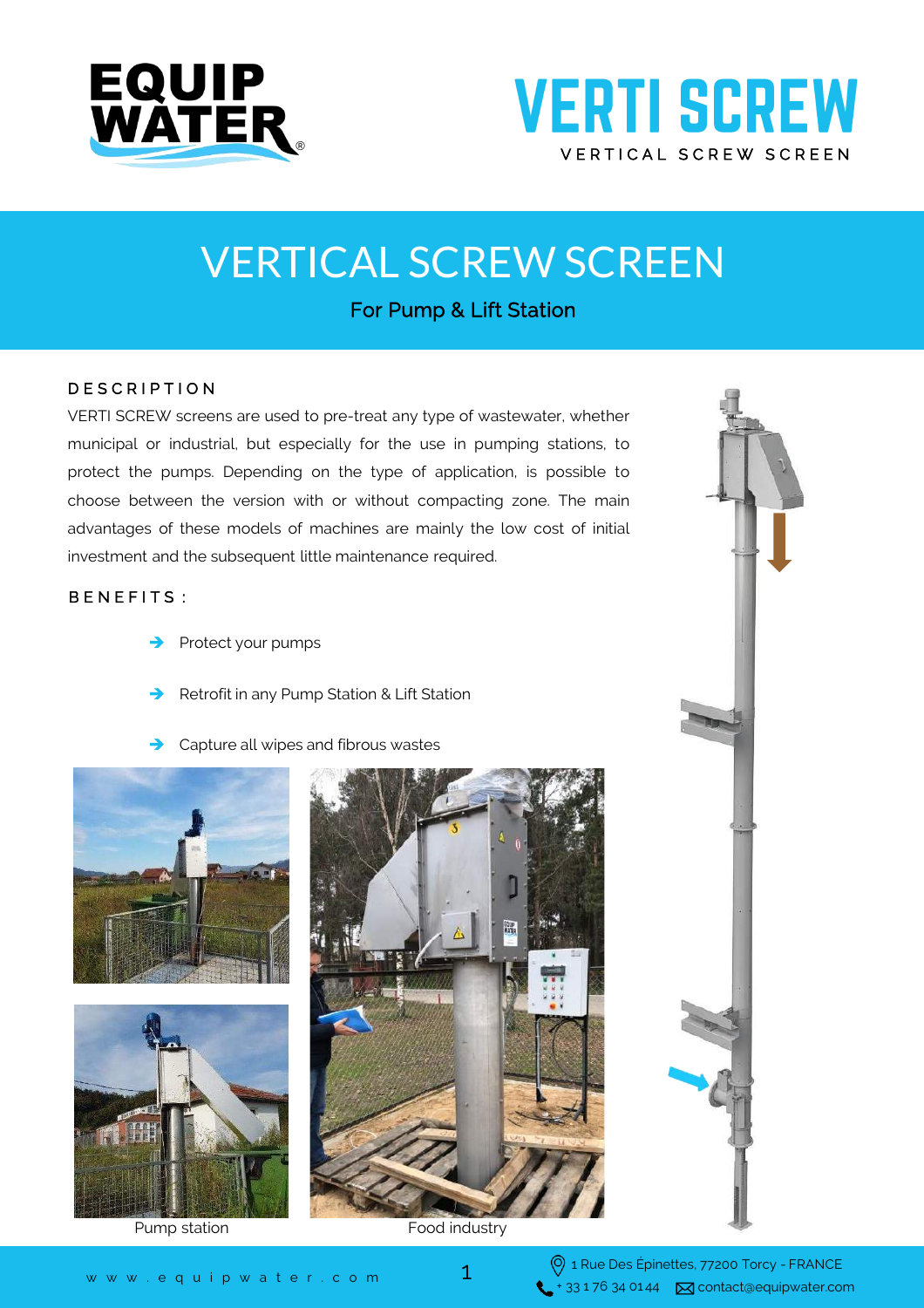EQUIP WATER

# VERTI SCREW

VERTICAL SCREW SCREEN

# VERTICAL SCREW SCREEN

For Pump & Lift Station

## DESCRIPTION

VERTI SCREW screens are used to pre-treat any type of wastewater, whether municipal or industrial, but especially for the use in pumping stations, to protect the pumps. Depending on the type of application, is possible to choose between the version with or without compacting zone. The main advantages of these models of machines are mainly the low cost of initial investment and the subsequent little maintenance required.

## BENEFITS :

- Protect your pumps
- Retrofit in any Pump Station & Lift Station
- Capture all wipes and fibrous wastes

Pump station

Food industry

www.equipwater.com

1 Rue Des Épinettes, 77200 Torcy - FRANCE

+ 33 1 76 34 01 44 contact@equipwater.com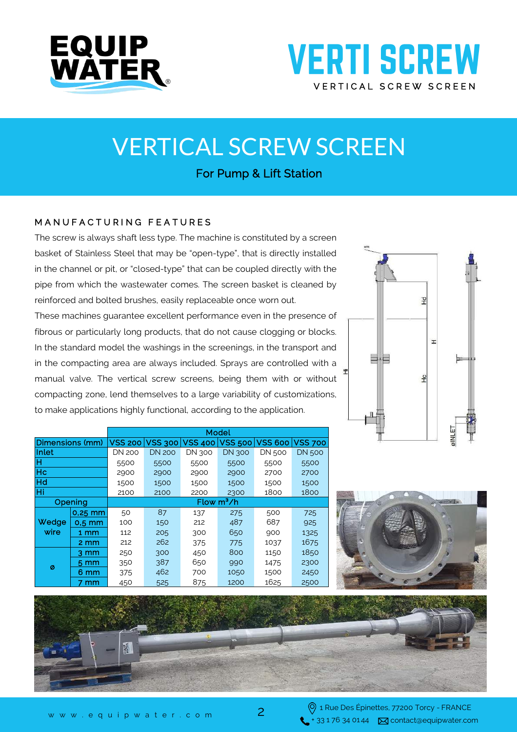# EQUIP WATER

# VERTI SCREW

VERTICAL SCREW SCREEN

# VERTICAL SCREW SCREEN

For Pump & Lift Station

## MANUFACTURING FEATURES

The screw is always shaft less type. The machine is constituted by a screen basket of Stainless Steel that may be "open-type", that is directly installed in the channel or pit, or "closed-type" that can be coupled directly with the pipe from which the wastewater comes. The screen basket is cleaned by reinforced and bolted brushes, easily replaceable once worn out.

These machines guarantee excellent performance even in the presence of fibrous or particularly long products, that do not cause clogging or blocks. In the standard model the washings in the screenings, in the transport and in the compacting area are always included. Sprays are controlled with a manual valve. The vertical screw screens, being them with or without compacting zone, lend themselves to a large variability of customizations, to make applications highly functional, according to the application.

| | | Model | | | | | |
|---|---|---|---|---|---|---|---|
| Dimensions (mm) | | VSS 200 | VSS 300 | VSS 400 | VSS 500 | VSS 600 | VSS 700 |
| Inlet | | DN 200 | DN 200 | DN 300 | DN 300 | DN 500 | DN 500 |
| H | | 5500 | 5500 | 5500 | 5500 | 5500 | 5500 |
| Hc | | 2900 | 2900 | 2900 | 2900 | 2700 | 2700 |
| Hd | | 1500 | 1500 | 1500 | 1500 | 1500 | 1500 |
| Hi | | 2100 | 2100 | 2200 | 2300 | 1800 | 1800 |
| Opening | | Flow m³/h | | | | | |
| Wedge wire | 0,25 mm | 50 | 87 | 137 | 275 | 500 | 725 |
| | 0,5 mm | 100 | 150 | 212 | 487 | 687 | 925 |
| | 1 mm | 112 | 205 | 300 | 650 | 900 | 1325 |
| | 2 mm | 212 | 262 | 375 | 775 | 1037 | 1675 |
| ø | 3 mm | 250 | 300 | 450 | 800 | 1150 | 1850 |
| | 5 mm | 350 | 387 | 650 | 990 | 1475 | 2300 |
| | 6 mm | 375 | 462 | 700 | 1050 | 1500 | 2450 |
| | 7 mm | 450 | 525 | 875 | 1200 | 1625 | 2500 |

Hd

H

Hc

Hi

øINLET

www.equipwater.com

1 Rue Des Épinettes, 77200 Torcy - FRANCE

+33 1 76 34 01 44 contact@equipwater.com